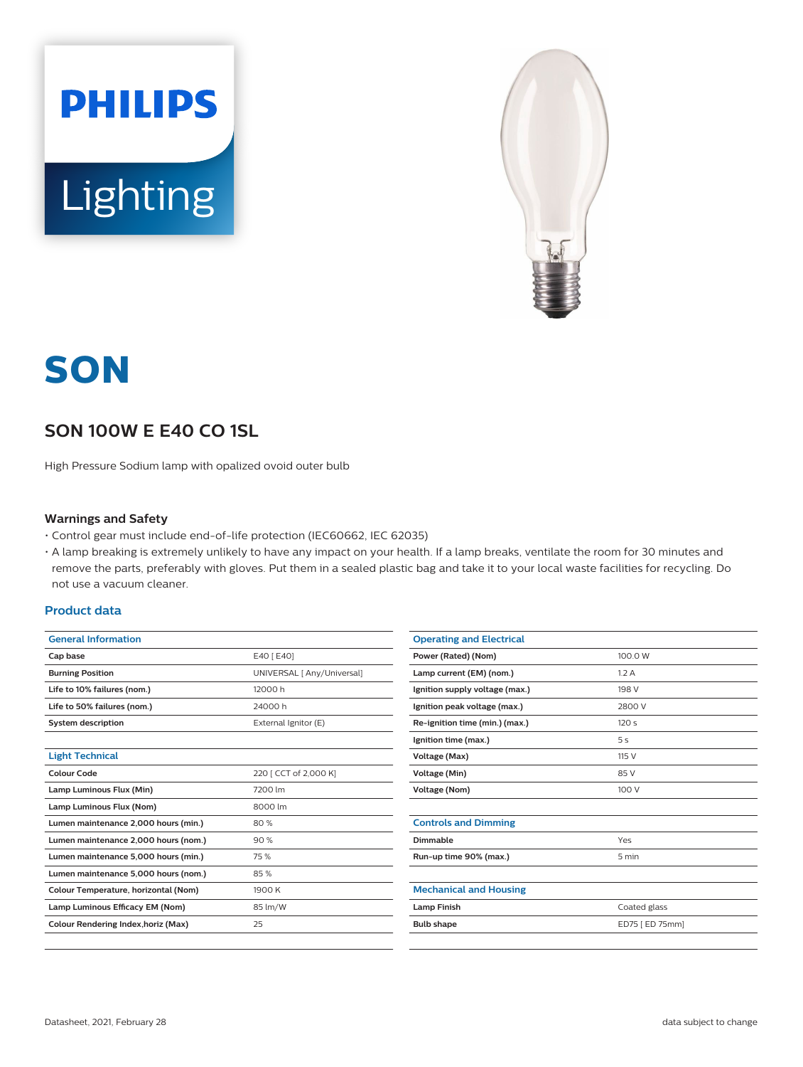# SON

## SON 100W E E40 CO 1SL

High Pressure Sodium lamp with opalized ovoid outer bulb

### Warnings and Safety

- Control gear must include end-of-life protection (IEC60662, IEC 62035)
- A lamp breaking is extremely unlikely to have any impact on your health. If a lamp breaks, ventilate the room for 30 minutes and remove the parts, preferably with gloves. Put them in a sealed plastic bag and take it to your local waste facilities for recycling. Do not use a vacuum cleaner.

### Product data

| General Information | |
|---|---|
| Cap base | E40 [ E40] |
| Burning Position | UNIVERSAL [ Any/Universal] |
| Life to 10% failures (nom.) | 12000 h |
| Life to 50% failures (nom.) | 24000 h |
| System description | External Ignitor (E) |

| Light Technical | |
|---|---|
| Colour Code | 220 [ CCT of 2,000 K] |
| Lamp Luminous Flux (Min) | 7200 lm |
| Lamp Luminous Flux (Nom) | 8000 lm |
| Lumen maintenance 2,000 hours (min.) | 80 % |
| Lumen maintenance 2,000 hours (nom.) | 90 % |
| Lumen maintenance 5,000 hours (min.) | 75 % |
| Lumen maintenance 5,000 hours (nom.) | 85 % |
| Colour Temperature, horizontal (Nom) | 1900 K |
| Lamp Luminous Efficacy EM (Nom) | 85 lm/W |
| Colour Rendering Index,horiz (Max) | 25 |

| Operating and Electrical | |
|---|---|
| Power (Rated) (Nom) | 100.0 W |
| Lamp current (EM) (nom.) | 1.2 A |
| Ignition supply voltage (max.) | 198 V |
| Ignition peak voltage (max.) | 2800 V |
| Re-ignition time (min.) (max.) | 120 s |
| Ignition time (max.) | 5 s |
| Voltage (Max) | 115 V |
| Voltage (Min) | 85 V |
| Voltage (Nom) | 100 V |

| Controls and Dimming | |
|---|---|
| Dimmable | Yes |
| Run-up time 90% (max.) | 5 min |

| Mechanical and Housing | |
|---|---|
| Lamp Finish | Coated glass |
| Bulb shape | ED75 [ ED 75mm] |

Datasheet, 2021, February 28

data subject to change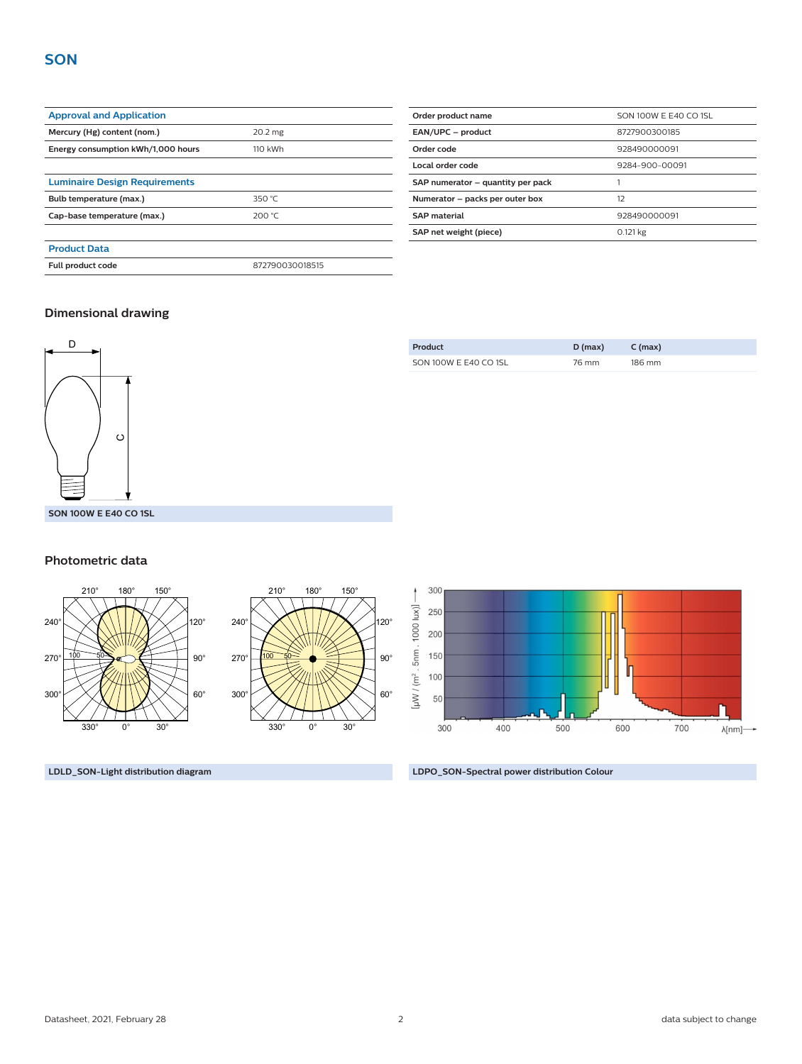# SON

| Approval and Application | |
|---|---|
| Mercury (Hg) content (nom.) | 20.2 mg |
| Energy consumption kWh/1,000 hours | 110 kWh |

| Luminaire Design Requirements | |
|---|---|
| Bulb temperature (max.) | 350 °C |
| Cap-base temperature (max.) | 200 °C |

| Product Data | |
|---|---|
| Full product code | 872790030018515 |

| | |
|---|---|
| Order product name | SON 100W E E40 CO 1SL |
| EAN/UPC – product | 8727900300185 |
| Order code | 928490000091 |
| Local order code | 9284-900-00091 |
| SAP numerator – quantity per pack | 1 |
| Numerator – packs per outer box | 12 |
| SAP material | 928490000091 |
| SAP net weight (piece) | 0.121 kg |

## Dimensional drawing

SON 100W E E40 CO 1SL

| Product | D (max) | C (max) |
|---|---|---|
| SON 100W E E40 CO 1SL | 76 mm | 186 mm |

## Photometric data

LDLD_SON-Light distribution diagram

LDPO_SON-Spectral power distribution Colour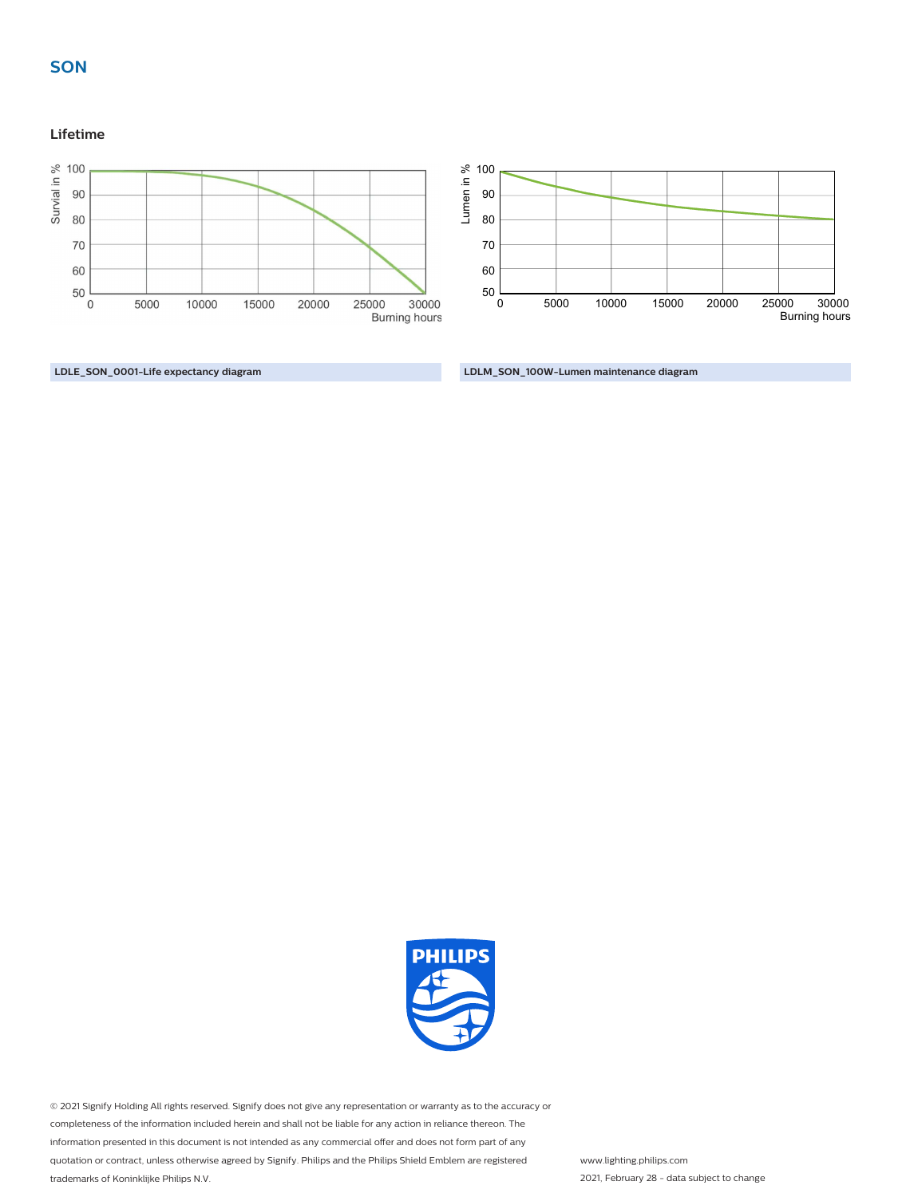## SON

### Lifetime

Survial in %
100
90
80
70
60
50
0 5000 10000 15000 20000 25000 30000
Burning hours

Lumen in %
100
90
80
70
60
50
0 5000 10000 15000 20000 25000 30000
Burning hours

**LDLE_SON_0001-Life expectancy diagram**

**LDLM_SON_100W-Lumen maintenance diagram**

© 2021 Signify Holding All rights reserved. Signify does not give any representation or warranty as to the accuracy or completeness of the information included herein and shall not be liable for any action in reliance thereon. The information presented in this document is not intended as any commercial offer and does not form part of any quotation or contract, unless otherwise agreed by Signify. Philips and the Philips Shield Emblem are registered trademarks of Koninklijke Philips N.V.

www.lighting.philips.com

2021, February 28 - data subject to change